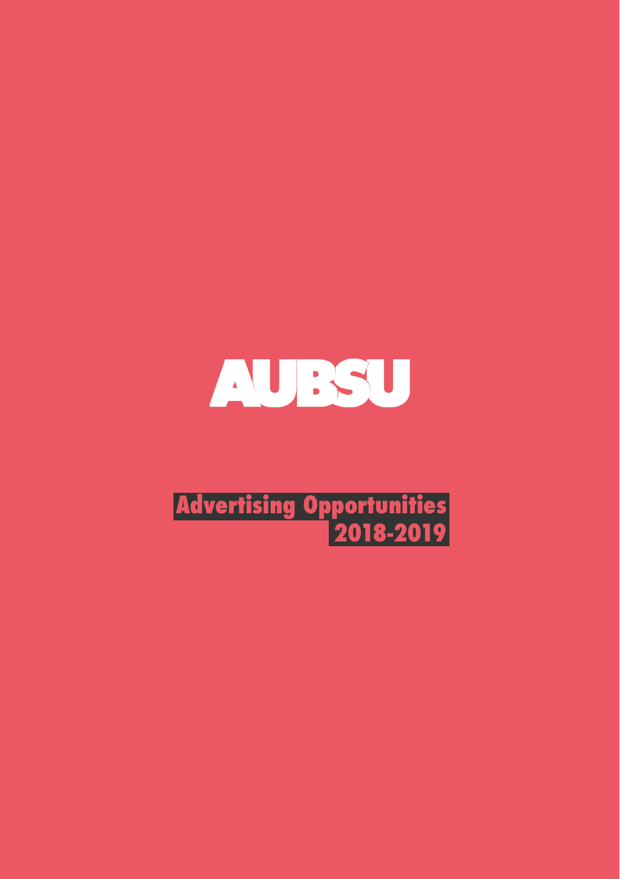# AUBSU

## Advertising Opportunities 2018-2019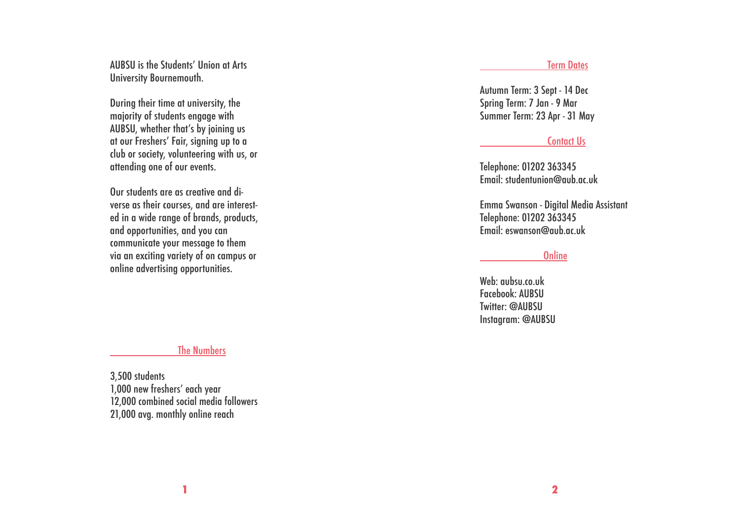AUBSU is the Students' Union at Arts University Bournemouth.

During their time at university, the majority of students engage with AUBSU, whether that's by joining us at our Freshers' Fair, signing up to a club or society, volunteering with us, or attending one of our events.

Our students are as creative and diverse as their courses, and are interested in a wide range of brands, products, and opportunities, and you can communicate your message to them via an exciting variety of on campus or online advertising opportunities.

## The Numbers

3,500 students
1,000 new freshers' each year
12,000 combined social media followers
21,000 avg. monthly online reach

## Term Dates

Autumn Term: 3 Sept - 14 Dec
Spring Term: 7 Jan - 9 Mar
Summer Term: 23 Apr - 31 May

## Contact Us

Telephone: 01202 363345
Email: studentunion@aub.ac.uk

Emma Swanson - Digital Media Assistant
Telephone: 01202 363345
Email: eswanson@aub.ac.uk

## Online

Web: aubsu.co.uk
Facebook: AUBSU
Twitter: @AUBSU
Instagram: @AUBSU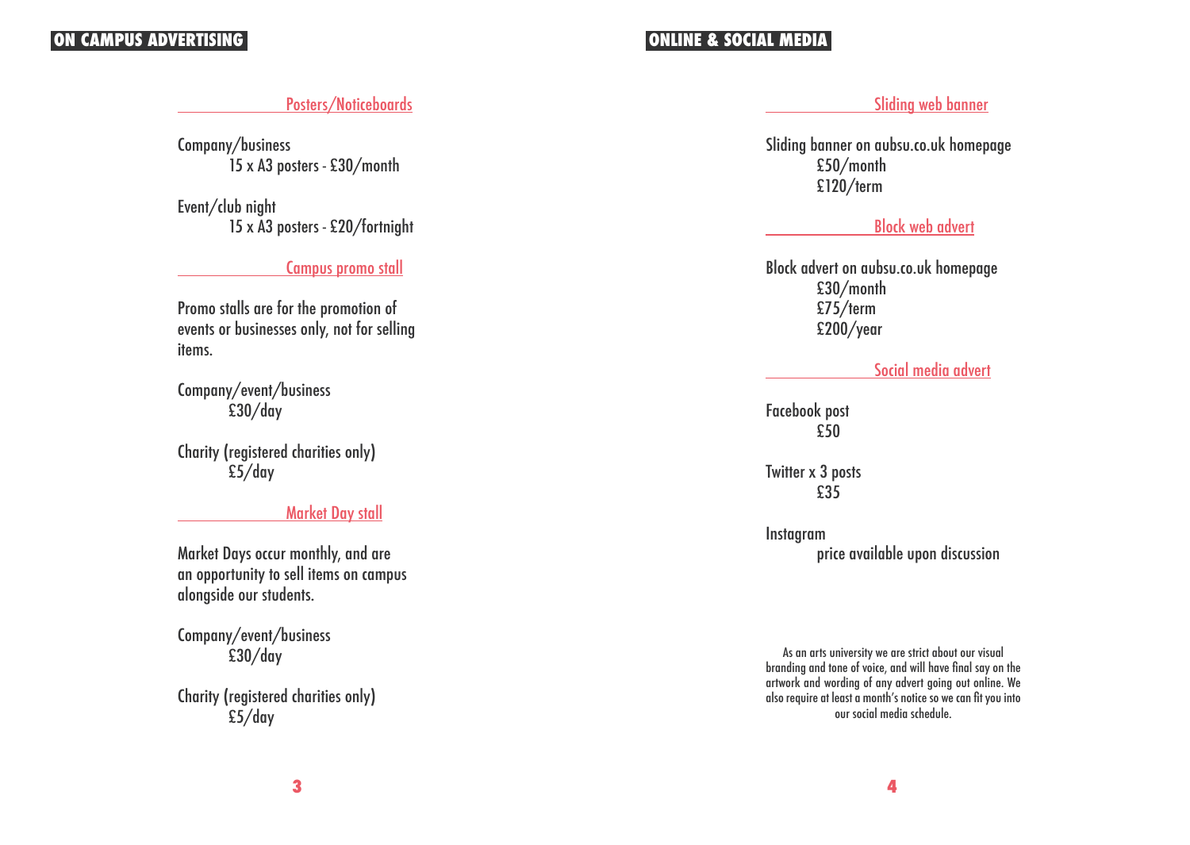## ON CAMPUS ADVERTISING

### Posters/Noticeboards

Company/business
15 x A3 posters - £30/month

Event/club night
15 x A3 posters - £20/fortnight

### Campus promo stall

Promo stalls are for the promotion of events or businesses only, not for selling items.

Company/event/business
£30/day

Charity (registered charities only)
£5/day

### Market Day stall

Market Days occur monthly, and are an opportunity to sell items on campus alongside our students.

Company/event/business
£30/day

Charity (registered charities only)
£5/day

## ONLINE & SOCIAL MEDIA

### Sliding web banner

Sliding banner on aubsu.co.uk homepage
£50/month
£120/term

### Block web advert

Block advert on aubsu.co.uk homepage
£30/month
£75/term
£200/year

### Social media advert

Facebook post
£50

Twitter x 3 posts
£35

Instagram
price available upon discussion

As an arts university we are strict about our visual branding and tone of voice, and will have final say on the artwork and wording of any advert going out online. We also require at least a month's notice so we can fit you into our social media schedule.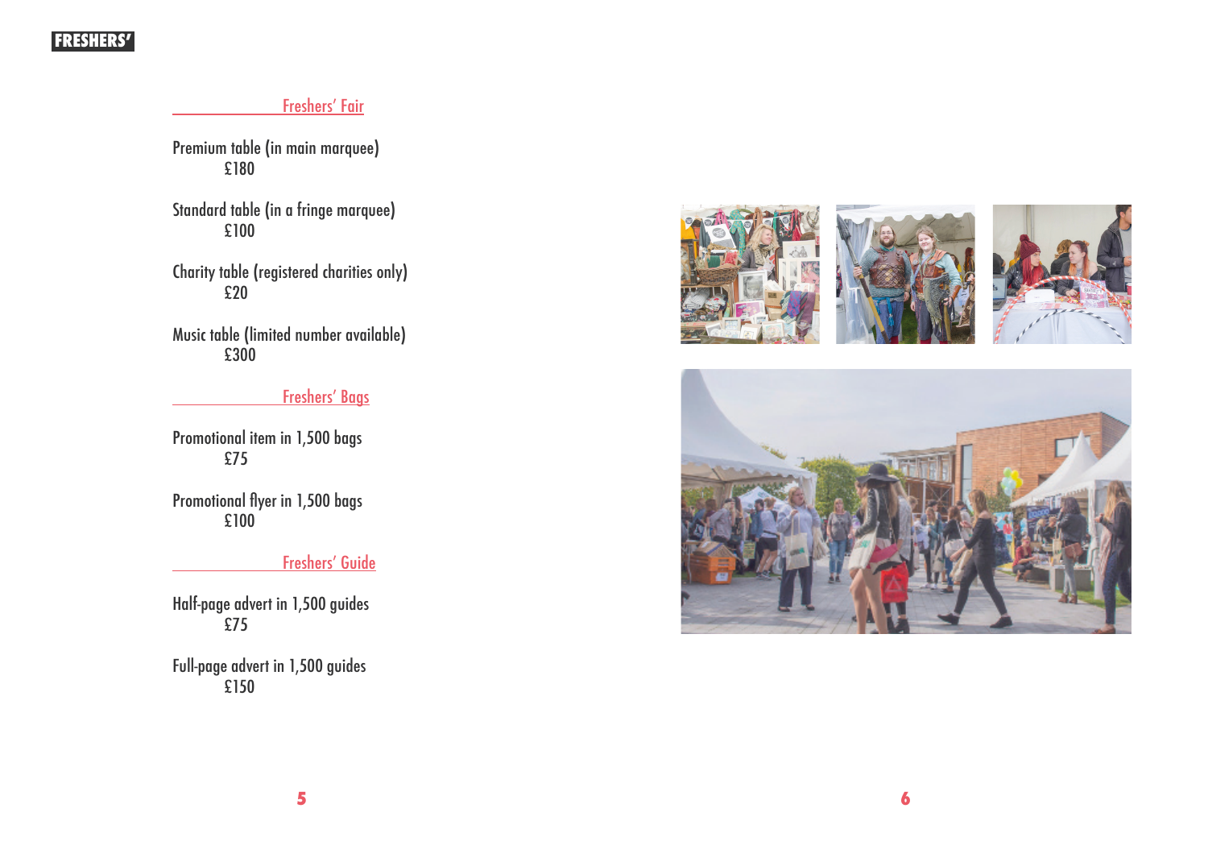## Freshers' Fair

Premium table (in main marquee)
£180

Standard table (in a fringe marquee)
£100

Charity table (registered charities only)
£20

Music table (limited number available)
£300

## Freshers' Bags

Promotional item in 1,500 bags
£75

Promotional flyer in 1,500 bags
£100

## Freshers' Guide

Half-page advert in 1,500 guides
£75

Full-page advert in 1,500 guides
£150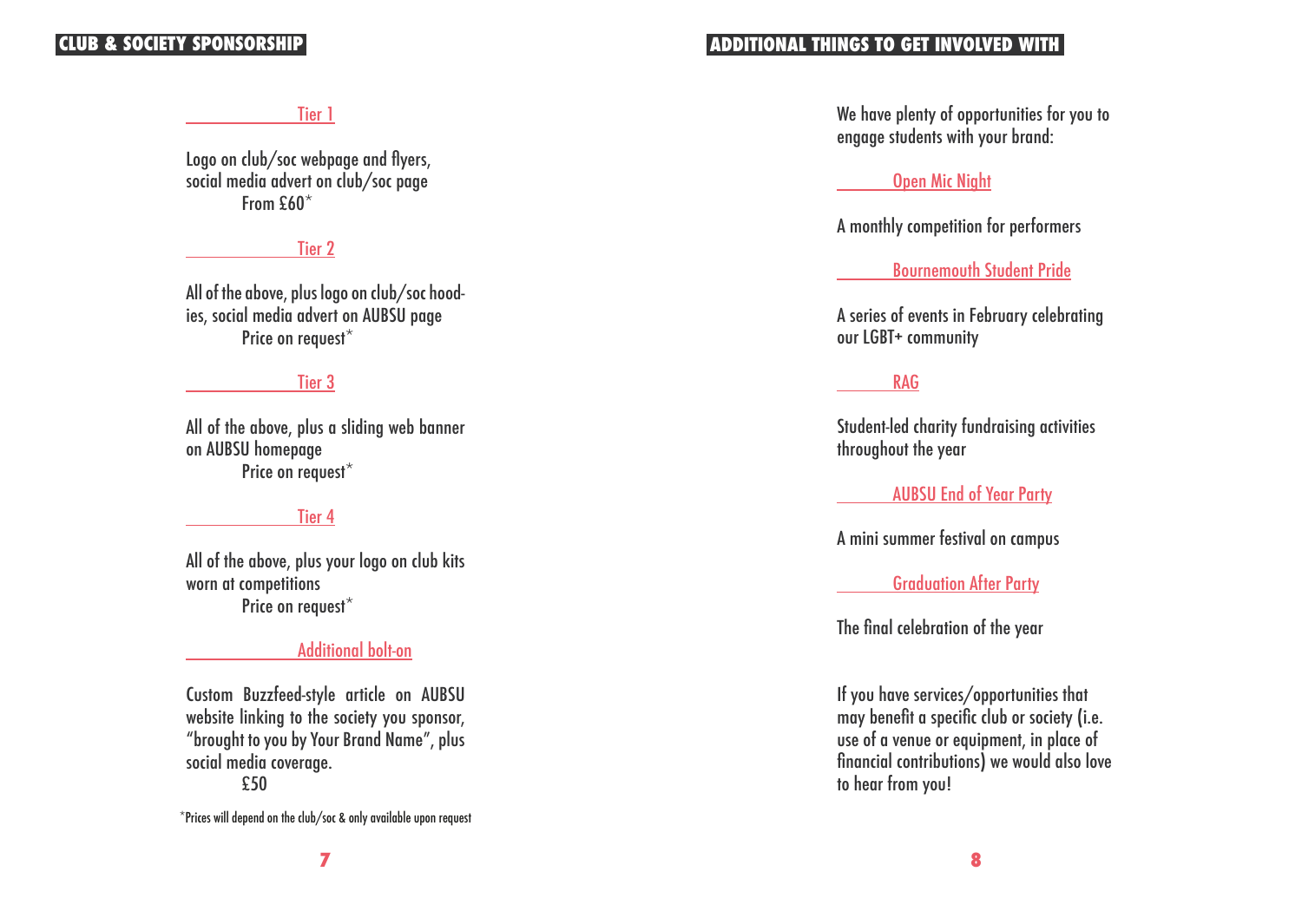## CLUB & SOCIETY SPONSORSHIP

### Tier 1

Logo on club/soc webpage and flyers, social media advert on club/soc page

From £60*

### Tier 2

All of the above, plus logo on club/soc hoodies, social media advert on AUBSU page

Price on request*

### Tier 3

All of the above, plus a sliding web banner on AUBSU homepage

Price on request*

### Tier 4

All of the above, plus your logo on club kits worn at competitions

Price on request*

### Additional bolt-on

Custom Buzzfeed-style article on AUBSU website linking to the society you sponsor, "brought to you by Your Brand Name", plus social media coverage.

£50

*Prices will depend on the club/soc & only available upon request

## ADDITIONAL THINGS TO GET INVOLVED WITH

We have plenty of opportunities for you to engage students with your brand:

### Open Mic Night

A monthly competition for performers

### Bournemouth Student Pride

A series of events in February celebrating our LGBT+ community

### RAG

Student-led charity fundraising activities throughout the year

### AUBSU End of Year Party

A mini summer festival on campus

### Graduation After Party

The final celebration of the year

If you have services/opportunities that may benefit a specific club or society (i.e. use of a venue or equipment, in place of financial contributions) we would also love to hear from you!